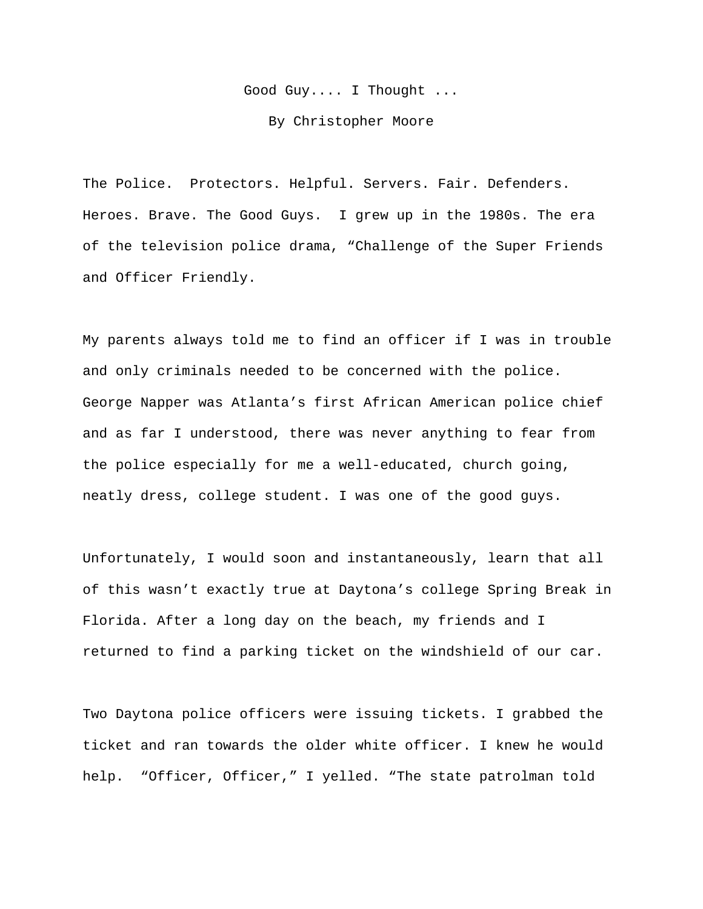# Good Guy.... I Thought ...

By Christopher Moore

The Police. Protectors. Helpful. Servers. Fair. Defenders. Heroes. Brave. The Good Guys. I grew up in the 1980s. The era of the television police drama, "Challenge of the Super Friends and Officer Friendly.

My parents always told me to find an officer if I was in trouble and only criminals needed to be concerned with the police. George Napper was Atlanta's first African American police chief and as far I understood, there was never anything to fear from the police especially for me a well-educated, church going, neatly dress, college student. I was one of the good guys.

Unfortunately, I would soon and instantaneously, learn that all of this wasn't exactly true at Daytona's college Spring Break in Florida. After a long day on the beach, my friends and I returned to find a parking ticket on the windshield of our car.

Two Daytona police officers were issuing tickets. I grabbed the ticket and ran towards the older white officer. I knew he would help. "Officer, Officer," I yelled. "The state patrolman told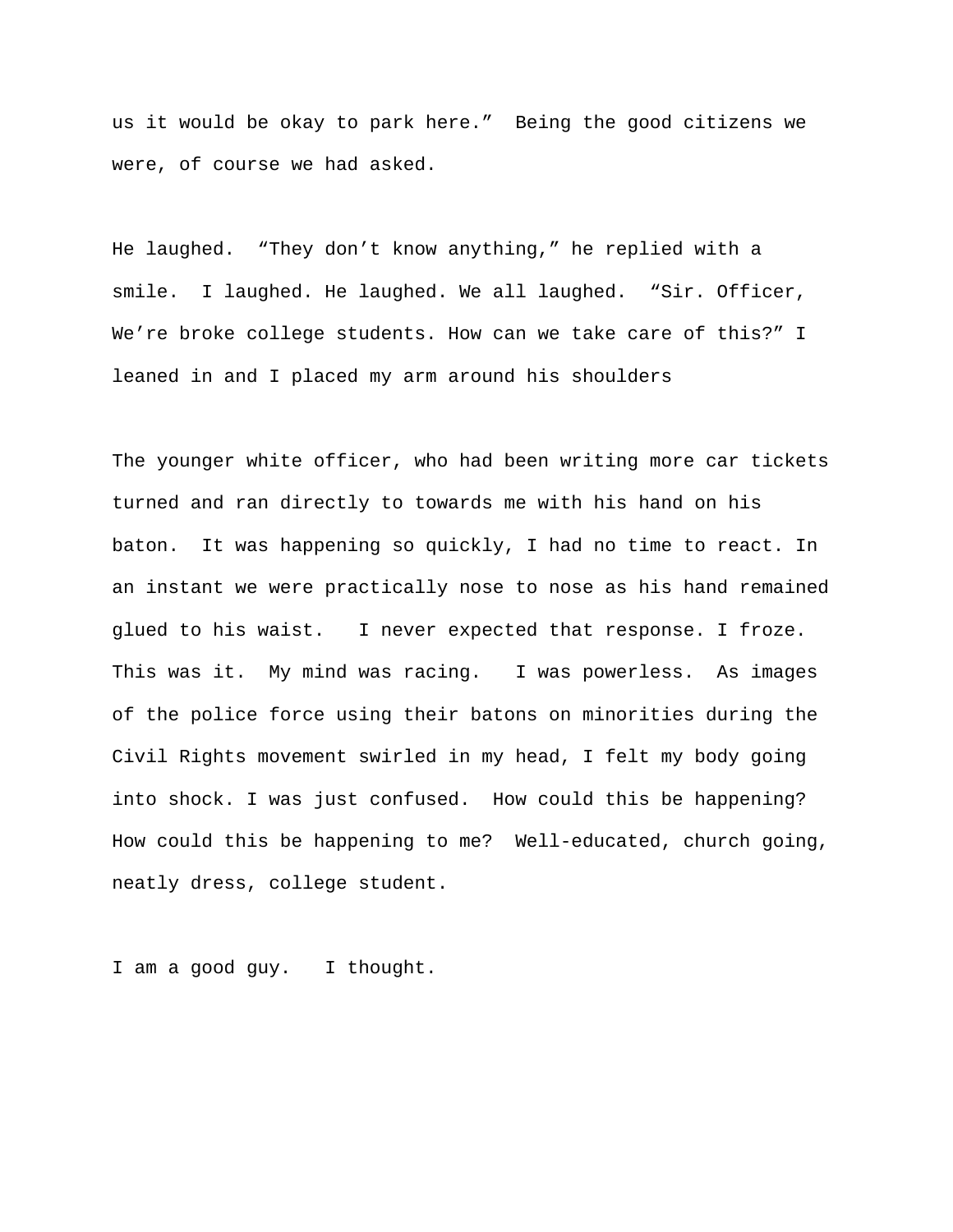us it would be okay to park here."  Being the good citizens we were, of course we had asked.

He laughed.  "They don't know anything," he replied with a smile.  I laughed. He laughed. We all laughed.  "Sir. Officer, We're broke college students. How can we take care of this?" I leaned in and I placed my arm around his shoulders

The younger white officer, who had been writing more car tickets turned and ran directly to towards me with his hand on his baton.  It was happening so quickly, I had no time to react. In an instant we were practically nose to nose as his hand remained glued to his waist.   I never expected that response. I froze. This was it.  My mind was racing.   I was powerless.  As images of the police force using their batons on minorities during the Civil Rights movement swirled in my head, I felt my body going into shock. I was just confused.  How could this be happening? How could this be happening to me?  Well-educated, church going, neatly dress, college student.

I am a good guy.   I thought.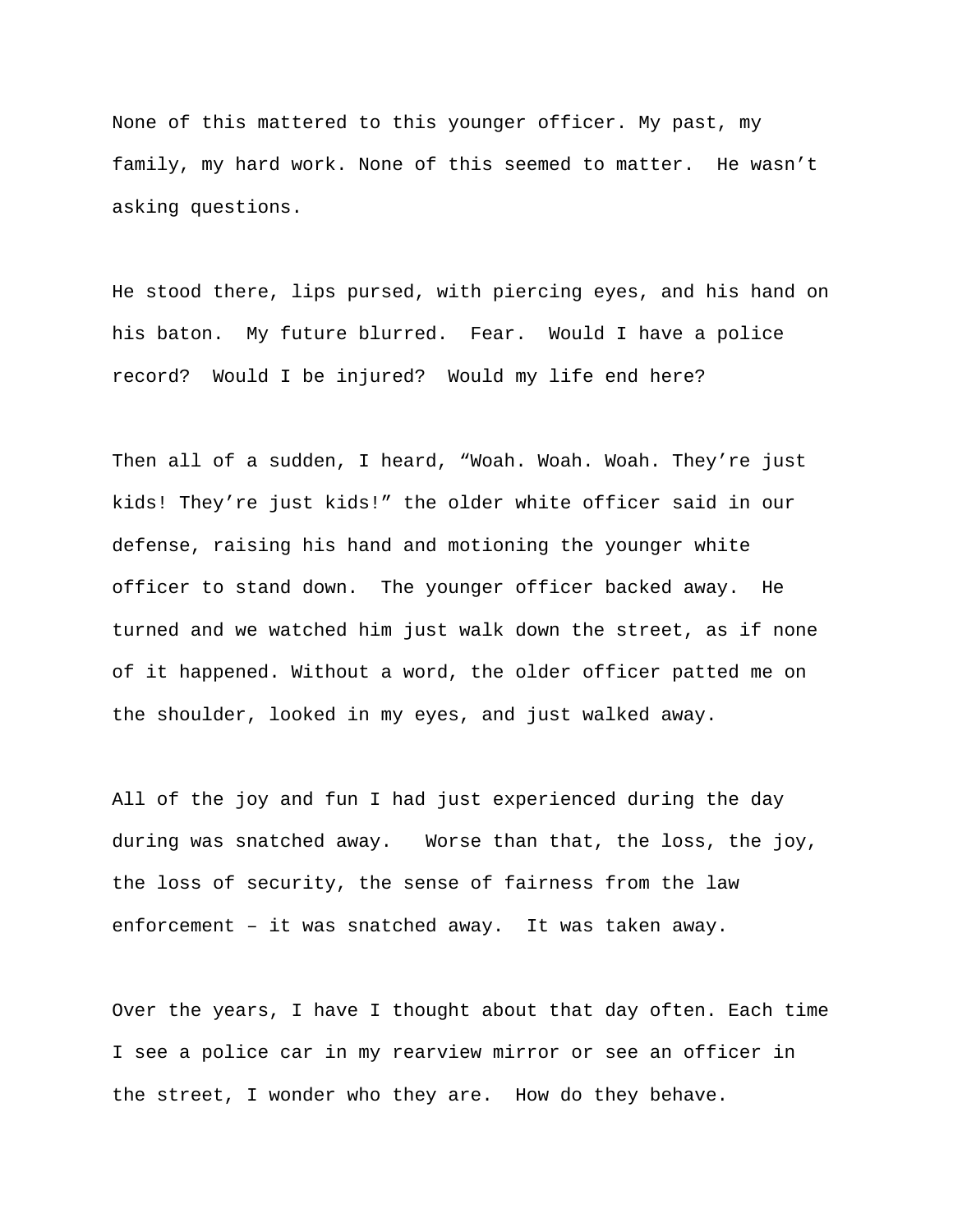None of this mattered to this younger officer. My past, my family, my hard work. None of this seemed to matter. He wasn't asking questions.

He stood there, lips pursed, with piercing eyes, and his hand on his baton. My future blurred. Fear. Would I have a police record? Would I be injured? Would my life end here?

Then all of a sudden, I heard, "Woah. Woah. Woah. They're just kids! They're just kids!" the older white officer said in our defense, raising his hand and motioning the younger white officer to stand down. The younger officer backed away. He turned and we watched him just walk down the street, as if none of it happened. Without a word, the older officer patted me on the shoulder, looked in my eyes, and just walked away.

All of the joy and fun I had just experienced during the day during was snatched away. Worse than that, the loss, the joy, the loss of security, the sense of fairness from the law enforcement – it was snatched away. It was taken away.

Over the years, I have I thought about that day often. Each time I see a police car in my rearview mirror or see an officer in the street, I wonder who they are. How do they behave.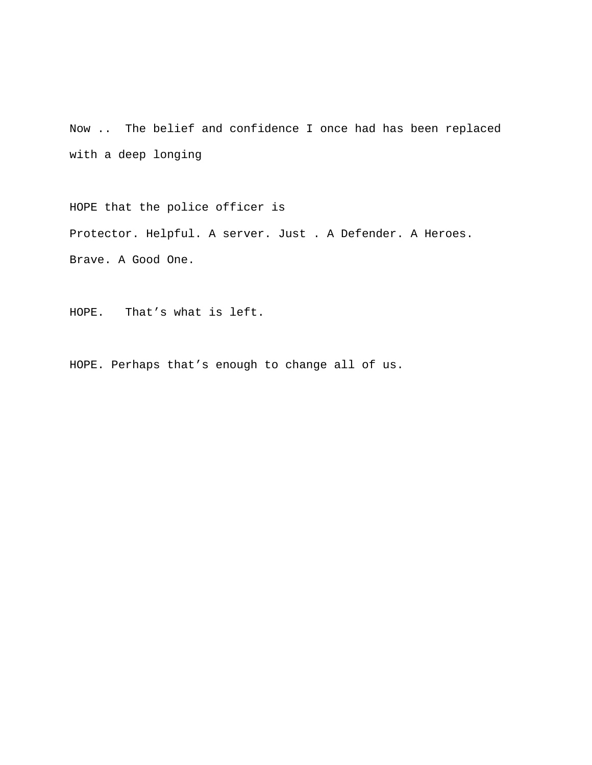Now .. The belief and confidence I once had has been replaced with a deep longing

HOPE that the police officer is
Protector. Helpful. A server. Just . A Defender. A Heroes. Brave. A Good One.

HOPE. That's what is left.

HOPE. Perhaps that's enough to change all of us.